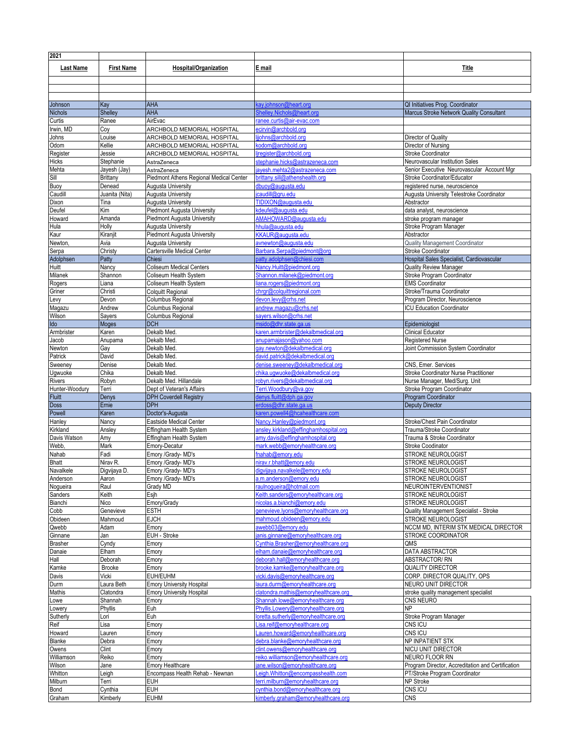| 2021 | | | | |
|---|---|---|---|---|
| **Last Name** | **First Name** | **Hospital/Organization** | **E mail** | **Title** |
| | | | | |
| | | | | |
| | | | | |
| Johnson | Kay | AHA | kay.johnson@heart.org | QI Initiatives Prog. Coordinator |
| Nichols | Shelley | AHA | Shelley.Nichols@heart.org | Marcus Stroke Network Quality Consultant |
| Curtis | Ranee | AirEvac | ranee.curtis@air-evac.com | |
| Irwin, MD | Coy | ARCHBOLD MEMORIAL HOSPITAL | ecirvin@archbold.org | |
| Johns | Louise | ARCHBOLD MEMORIAL HOSPITAL | ljjohns@archbold.org | Director of Quality |
| Odom | Kellie | ARCHBOLD MEMORIAL HOSPITAL | kodom@archbold.org | Director of Nursing |
| Register | Jessie | ARCHBOLD MEMORIAL HOSPITAL | ljregister@archbold.org | Stroke Coordinator |
| Hicks | Stephanie | AstraZeneca | stephanie.hicks@astrazeneca.com | Neurovascular Institution Sales |
| Mehta | Jayesh (Jay) | AstraZeneca | jayesh.mehta2@astrazeneca.com | Senior Executive Neurovascular Account Mgr |
| Sill | Brittany | Piedmont Athens Regional Medical Center | brittany.sill@athenshealth.org | Stroke Coordinator/Educator |
| Buoy | Denead | Augusta University | dbuoy@augusta.edu | registered nurse, neuroscience |
| Caudill | Juanita (Nita) | Augusta University | jcaudill@gru.edu | Augusta University Telestroke Coordinator |
| Dixon | Tina | Augusta University | TIDIXON@augusta.edu | Abstractor |
| Deufel | Kim | Piedmont Augusta University | kdeufel@augusta.edu | data analyst, neuroscience |
| Howard | Amanda | Piedmont Augusta University | AMAHOWARD@augusta.edu | stroke program manager |
| Hula | Holly | Augusta University | hhula@augusta.edu | Stroke Program Manager |
| Kaur | Kiranjit | Piedmont Augusta University | KKAUR@augusta.edu | Abstractor |
| Newton, | Avia | Augusta University | avnewton@augusta.edu | Quality Management Coordinator |
| Serpa | Christy | Cartersville Medical Center | Barbara.Serpa@piedmont@org | Stroke Coordinator |
| Adolphsen | Patty | Chiesi | patty.adolphsen@chiesi.com | Hospital Sales Specialist, Cardiovascular |
| Huitt | Nancy | Coliseum Medical Centers | Nancy.Huitt@piedmont.org | Quality Review Manager |
| Milanek | Shannon | Coliseum Health System | Shannon.milanek@piedmont.org | Stroke Program Coordinator |
| Rogers | Liana | Coliseum Health System | liana.rogers@piedmont.org | EMS Coordinator |
| Griner | Christi | Colquitt Regional | chrgr@colquittregional.com | Stroke/Trauma Coordinator |
| Levy | Devon | Columbus Regional | devon.levy@crhs.net | Program Director, Neuroscience |
| Magazu | Andrew | Columbus Regional | andrew.magazu@crhs.net | ICU Education Coordinator |
| Wilson | Sayers | Columbus Regional | sayers.wilson@crhs.net | |
| Ido | Moges | DCH | msido@dhr.state.ga.us | Epidemiologist |
| Armbrister | Karen | Dekalb Med. | karen.armbrister@dekalbmedical.org | Clinical Educator |
| Jacob | Anupama | Dekalb Med. | anupamajason@yahoo.com | Registered Nurse |
| Newton | Gay | Dekalb Med. | gay.newton@dekalbmedical.org | Joint Commission System Coordinator |
| Patrick | David | Dekalb Med. | david.patrick@dekalbmedical.org | |
| Sweeney | Denise | Dekalb Med. | denise.sweeney@dekalbmedical.org | CNS, Emer. Services |
| Ugwuoke | Chika | Dekalb Med. | chika.ugwuoke@dekalbmedical.org | Stroke Coordinator Nurse Practitioner |
| Rivers | Robyn | Dekalb Med. Hillandale | robyn.rivers@dekalbmedical.org | Nurse Manager, Med/Surg. Unit |
| Hunter-Woodury | Terri | Dept of Veteran's Affairs | Terri.Woodbury@va.gov | Stroke Program Coordinator |
| Fluitt | Denys | DPH Coverdell Registry | denys.fluitt@dph.ga.gov | Program Coordinator |
| Doss | Ernie | DPH | erdoss@dhr.state.ga.us | Deputy Director |
| Powell | Karen | Doctor's-Augusta | karen.powell4@hcahealthcare.com | |
| Hanley | Nancy | Eastside Medical Center | Nancy.Hanley@piedmont.org | Stroke/Chest Pain Coordinator |
| Kirkland | Ansley | Effingham Health System | ansley.kirkland@effinghamhospital.org | Trauma/Stroke Coordinator |
| Davis Watson | Amy | Effingham Health System | amy.davis@effinghamhospital.org | Trauma & Stroke Coordinator |
| Webb, | Mark | Emory-Decatur | mark.webb@emoryhealthcare.org | Stroke Coodinator |
| Nahab | Fadi | Emory /Grady- MD's | fnahab@emory.edu | STROKE NEUROLOGIST |
| Bhatt | Nirav R. | Emory /Grady- MD's | nirav.r.bhatt@emory.edu | STROKE NEUROLOGIST |
| Navalkele | Digvijaya D. | Emory /Grady- MD's | digvijaya.navalkele@emory.edu | STROKE NEUROLOGIST |
| Anderson | Aaron | Emory /Grady- MD's | a.m.anderson@emory.edu | STROKE NEUROLOGIST |
| Nogueira | Raul | Grady MD | raulnogueira@hotmail.com | NEUROINTERVENTIONIST |
| Sanders | Keith | Esjh | Keith.sanders@emoryhealthcare.org | STROKE NEUROLOGIST |
| Bianchi | Nico | Emory/Grady | nicolas.a.bianchi@emory.edu | STROKE NEUROLOGIST |
| Cobb | Genevieve | ESTH | genevieve.lyons@emoryhealthcare.org | Quality Management Specialist - Stroke |
| Obideen | Mahmoud | EJCH | mahmoud.obideen@emory.edu | STROKE NEUROLOGIST |
| Qwebb | Adam | Emory | awebb03@emory.edu | NCCM MD, INTERIM STK MEDICAL DIRECTOR |
| Ginnane | Jan | EUH - Stroke | janis.ginnane@emoryhealthcare.org | STROKE COORDINATOR |
| Brasher | Cyndy | Emory | Cynthia.Brasher@emoryhealthcare.org | QMS |
| Danaie | Elham | Emory | elham.danaie@emoryhealthcare.org | DATA ABSTRACTOR |
| Hall | Deborah | Emory | deborah.hall@emoryhealthcare.org | ABSTRACTOR/ RN |
| Kamke | Brooke | Emory | brooke.kamke@emoryhealthcare.org | QUALITY DIRECTOR |
| Davis | Vicki | EUH/EUHM | vicki.davis@emoryhealthcare.org | CORP. DIRECTOR QUALITY, OPS |
| Durm | Laura Beth | Emory University Hospital | laura.durm@emoryhealthcare.org | NEURO UNIT DIRECTOR |
| Mathis | Clatondra | Emory University Hospital | clatondra.mathis@emoryhealthcare.org | stroke quality management specialist |
| Lowe | Shannah | Emory | Shannah.lowe@emoryhealthcare.org | CNS NEURO |
| Lowery | Phyllis | Euh | Phyllis.Lowery@emoryhealthcare.org | NP |
| Sutherly | Lori | Euh | loretta.sutherly@emoryhealthcare.org | Stroke Program Manager |
| Reif | Lisa | Emory | Lisa.reif@emoryhealthcare.org | CNS ICU |
| Howard | Lauren | Emory | Lauren.howard@emoryhealthcare.org | CNS ICU |
| Blanke | Debra | Emory | debra.blanke@emoryhealthcare.org | NP INPATIENT STK |
| Owens | Clint | Emory | clint.owens@emoryhealthcare.org | NICU UNIT DIRECTOR |
| Williamson | Reiko | Emory | reiko.williamson@emoryhealthcare.org | NEURO FLOOR RN |
| Wilson | Jane | Emory Healthcare | jane.wilson@emoryhealthcare.org | Program Director, Accreditation and Certification |
| Whitton | Leigh | Encompass Health Rehab - Newnan | Leigh.Whitton@encompasshealth.com | PT/Stroke Program Coordinator |
| Milburn | Terri | EUH | terri.milburn@emoryhealthcare.org | NP Stroke |
| Bond | Cynthia | EUH | cynthia.bond@emoryhealthcare.org | CNS ICU |
| Graham | Kimberly | EUHM | kimberly.graham@emoryhealthcare.org | CNS |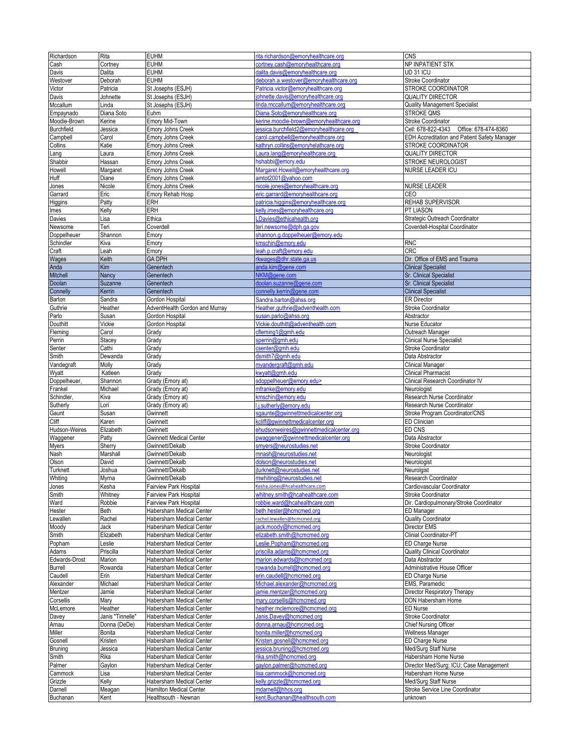| | | | | |
|---|---|---|---|---|
| Richardson | Rita | EUHM | rita.richardson@emoryhealthcare.org | CNS |
| Cash | Cortney | EUHM | cortney.cash@emoryhealthcare.org | NP INPATIENT STK |
| Davis | Dalita | EUHM | dalita.davis@emoryhealthcare.org | UD 31 ICU |
| Westover | Deborah | EUHM | deborah.a.westover@emoryhealthcare.org | Stroke Coordinator |
| Victor | Patricia | St Josephs (ESJH) | Patricia.victor@emoryhealthcare.org | STROKE COORDINATOR |
| Davis | Johnette | St Josephs (ESJH) | johnette.davis@emoryhealthcare.org | QUALITY DIRECTOR |
| Mccallum | Linda | St Josephs (ESJH) | linda.mccallum@emoryhealthcare.org | Quality Management Specialist |
| Empaynado | Diana Soto | Euhm | Diana.Soto@emoryhealthcare.org | STROKE QMS |
| Moodie-Brown | Kerine | Emory Mid-Town | kerine.moodie-brown@emoryhealthcare.org | Stroke Coordinator |
| Burchfield | Jessica | Emory Johns Creek | jessica.burchfield2@emoryhealthcare.org | Cell: 678-822-4343 Office: 678-474-8360 |
| Campbell | Carol | Emory Johns Creek | carol.campbell@emoryhealthcare.org | EDH Accreditation and Patient Safety Manager |
| Collins | Katie | Emory Johns Creek | kathryn.collins@emoryhelathcare.org | STROKE COORDINATOR |
| Lang | Laura | Emory Johns Creek | Laura.lang@emoryhealthcare.org | QUALITY DIRECTOR |
| Shabbir | Hassan | Emory Johns Creek | hshabbi@emory.edu | STROKE NEUROLOGIST |
| Howell | Margaret | Emory Johns Creek | Margaret.Howell@emoryhealthcare.org | NURSE LEADER ICU |
| Huff | Diane | Emory Johns Creek | amtot2001@yahoo.com | |
| Jones | Nicole | Emory Johns Creek | nicole.jones@emoryhealthcare.org | NURSE LEADER |
| Garrard | Eric | Emory Rehab Hosp | eric.garrard@emoryhealthcare.org | CEO |
| Higgins | Patty | ERH | patricia.higgins@emoryhealthcare.org | REHAB SUPERVISOR |
| Imes | Kelly | ERH | kelly.imes@emoryhealthcare.org | PT LIASON |
| Davies | Lisa | Ethica | LDavies@ethicahealth.org | Strategic Outreach Coordinator |
| Newsome | Teri | Coverdell | teri.newsome@dph.ga.gov | Coverdell-Hospital Coordinator |
| Doppelheuer | Shannon | Emory | shannon.g.doppelheuer@emory.edu | |
| Schindler | Kiva | Emory | kmschin@emory.edu | RNC |
| Craft | Leah | Emory | leah.p.craft@emory.edu | CRC |
| Wages | Keith | GA DPH | rkwages@dhr.state.ga.us | Dir. Office of EMS and Trauma |
| Anda | Kim | Genentech | anda.kim@gene.com | Clinical Specialist |
| Mitchell | Nancy | Genentech | NKM@gene.com | Sr. Clinical Specialist |
| Doolan | Suzanne | Genentech | doolan.suzanne@gene.com | Sr. Clinical Specialist |
| Connelly | Kerrin | Genentech | connelly.kerrin@gene.com | Clinical Specialist |
| Barton | Sandra | Gordon Hospital | Sandra.barton@ahss.org | ER Director |
| Guthrie | Heather | AdventHealth Gordon and Murray | Heather.guthrie@adventhealth.com | Stroke Coordinator |
| Parlo | Susan | Gordon Hospital | susan.parlo@ahss.org | Abstractor |
| Douthitt | Vickie | Gordon Hospital | Vickie.douthitt@adventhealth.com | Nurse Educator |
| Fleming | Carol | Grady | cfleming1@gmh.edu | Outreach Manager |
| Perrin | Stacey | Grady | sperrin@gmh.edu | Clinical Nurse Specialist |
| Senter | Cathi | Grady | csenter@gmh.edu | Stroke Coordinator |
| Smith | Dewanda | Grady | dsmith7@gmh.edu | Data Abstractor |
| Vandegraft | Molly | Grady | mvandergraft@gmh.edu | Clinical Manager |
| Wyatt | Katleen | Grady | kwyatt@gmh.edu | Clinical Pharmacist |
| Doppelheuer, | Shannon | Grady (Emory at) | sdoppelheuer@emory.edu> | Clinical Research Coordinator IV |
| Frankel | Michael | Grady (Emory at) | mfranke@emory.edu | Neurologist |
| Schindler, | Kiva | Grady (Emory at) | kmschin@emory.edu | Research Nurse Coordinator |
| Sutherly | Lori | Grady (Emory at) | l.j.sutherly@emory.edu | Research Nurse Coordinator |
| Gaunt | Susan | Gwinnett | sgaunte@gwinnettmedicalcenter.org | Stroke Program Coordinator/CNS |
| Cliff | Karen | Gwinnett | kcliff@gwinnettmedicalcenter.org | ED Clinician |
| Hudson-Weires | Elizabeth | Gwinnett | ehudsonweires@gwinnettmedicalcenter.org | ED CNS |
| Waggener | Patty | Gwinnett Medical Center | pwaggener@gwinnettmedicalcenter.org | Data Abstractor |
| Myers | Sherry | Gwinnett/Dekalb | smyers@neurostudies.net | Stroke Coordinator |
| Nash | Marshall | Gwinnett/Dekalb | mnash@neurostudies.net | Neurologist |
| Olson | David | Gwinnett/Dekalb | dolson@neurostudies.net | Neurologist |
| Turknett | Joshua | Gwinnett/Dekalb | jturknett@neurostudies.net | Neurolgist |
| Whiting | Myrna | Gwinnett/Dekalb | mwhiting@neurostudies.net | Research Coordinator |
| Jones | Kesha | Fairview Park Hospital | Kesha.Jones@hcahealthcare.com | Cardiovascular Coordinator |
| Smith | Whitney | Fairview Park Hospital | whitney.smith@hcahealthcare.com | Stroke Coordinator |
| Ward | Robbie | Fairview Park Hospital | robbie.ward@hcahealthcare.com | Dir. Cardiopulmonary/Stroke Coordinator |
| Hester | Beth | Habersham Medical Center | beth.hester@hcmcmed.org | ED Manager |
| Lewallen | Rachel | Habersham Medical Center | rachel.lewallen@hcmcmed.org | Quality Coordinator |
| Moody | Jack | Habersham Medical Center | jack.moody@hcmcmed.org | Director EMS |
| Smith | Elizabeth | Habersham Medical Center | elizabeth.smith@hcmcmed.org | Clinial Coordinator-PT |
| Popham | Leslie | Habersham Medical Center | Leslie.Popham@hcmcmed.org | ED Charge Nurse |
| Adams | Priscilla | Habersham Medical Center | priscilla.adams@hcmcmed.org | Quality Clinical Coordinator |
| Edwards-Drost | Marion | Habersham Medical Center | marion.edwards@hcmcmed.org | Data Abstractor |
| Burrell | Rowanda | Habersham Medical Center | rowanda.burrell@hcmcmed.org | Administrative House Officer |
| Caudell | Erin | Habersham Medical Center | erin.caudell@hcmcmed.org | ED Charge Nurse |
| Alexander | Michael | Habersham Medical Center | Michael.alexander@hcmcmed.org | EMS, Paramedic |
| Mentzer | Jamie | Habersham Medical Center | jamie.mentzer@hcmcmed.org | Director Respiratory Therapy |
| Corsellis | Mary | Habersham Medical Center | mary.corsellis@hcmcmed.org | DON Habersham Home |
| McLemore | Heather | Habersham Medical Center | heather.mclemore@hcmcmed.org | ED Nurse |
| Davey | Janis "Tinnelle" | Habersham Medical Center | Janis.Davey@hcmcmed.org | Stroke Coordinator |
| Arnau | Donna (DeDe) | Habersham Medical Center | donna.arnau@hcmcmed.org | Chief Nursing Officer |
| Miller | Bonita | Habersham Medical Center | bonita.miller@hcmcmed.org | Wellness Manager |
| Gosnell | Kristen | Habersham Medical Center | Kristen.gosnell@hcmcmed.org | ED Charge Nurse |
| Bruning | Jessica | Habersham Medical Center | jessica.bruning@hcmcmed.org | Med/Surg Staff Nurse |
| Smith | Rika | Habersham Medical Center | rika.smith@hcmcmed.org | Habersham Home Nurse |
| Palmer | Gaylon | Habersham Medical Center | gaylon.palmer@hcmcmed.org | Director Med/Surg; ICU; Case Management |
| Cammock | Lisa | Habersham Medical Center | lisa.cammock@hcmcmed.org | Habersham Home Nurse |
| Grizzle | Kelly | Habersham Medical Center | kelly.grizzle@hcmcmed.org | Med/Surg Staff Nurse |
| Darnell | Meagan | Hamilton Medical Center | mdarnell@hhcs.org | Stroke Service Line Coordinator |
| Buchanan | Kent | Healthsouth - Newnan | kent.Buchanan@healthsouth.com | unknown |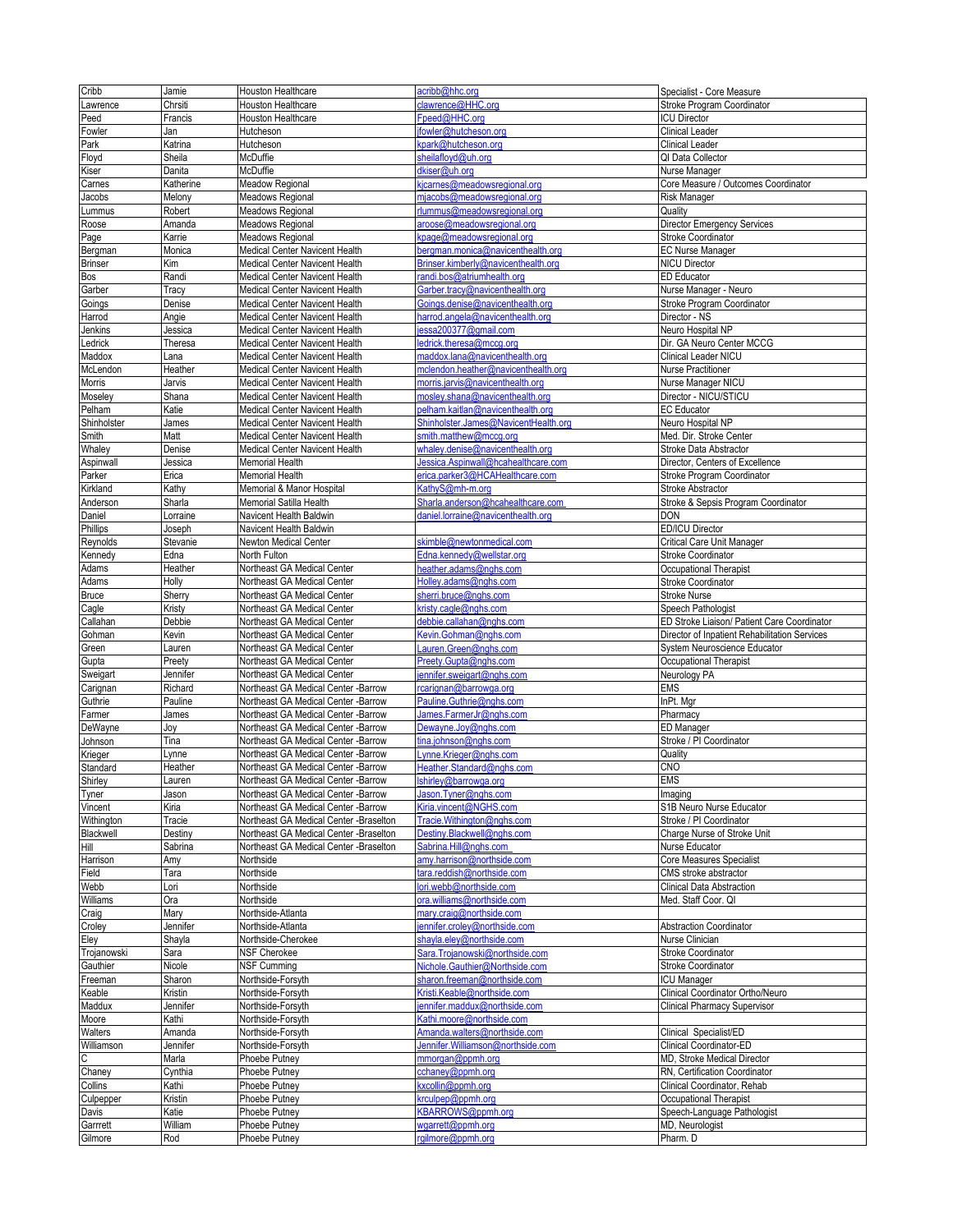| Cribb | Jamie | Houston Healthcare | acribb@hhc.org | Specialist - Core Measure |
|---|---|---|---|---|
| Lawrence | Chrsiti | Houston Healthcare | clawrence@HHC.org | Stroke Program Coordinator |
| Peed | Francis | Houston Healthcare | Fpeed@HHC.org | ICU Director |
| Fowler | Jan | Hutcheson | jfowler@hutcheson.org | Clinical Leader |
| Park | Katrina | Hutcheson | kpark@hutcheson.org | Clinical Leader |
| Floyd | Sheila | McDuffie | sheilafloyd@uh.org | QI Data Collector |
| Kiser | Danita | McDuffie | dkiser@uh.org | Nurse Manager |
| Carnes | Katherine | Meadow Regional | kjcarnes@meadowsregional.org | Core Measure / Outcomes Coordinator |
| Jacobs | Melony | Meadows Regional | mjacobs@meadowsregional.org | Risk Manager |
| Lummus | Robert | Meadows Regional | rlummus@meadowsregional.org | Quality |
| Roose | Amanda | Meadows Regional | aroose@meadowsregional.org | Director Emergency Services |
| Page | Karrie | Meadows Regional | kpage@meadowsregional.org | Stroke Coordinator |
| Bergman | Monica | Medical Center Navicent Health | bergman.monica@navicenthealth.org | EC Nurse Manager |
| Brinser | Kim | Medical Center Navicent Health | Brinser.kimberly@navicenthealth.org | NICU Director |
| Bos | Randi | Medical Center Navicent Health | randi.bos@atriumhealth.org | ED Educator |
| Garber | Tracy | Medical Center Navicent Health | Garber.tracy@navicenthealth.org | Nurse Manager - Neuro |
| Goings | Denise | Medical Center Navicent Health | Goings.denise@navicenthealth.org | Stroke Program Coordinator |
| Harrod | Angie | Medical Center Navicent Health | harrod.angela@navicenthealth.org | Director - NS |
| Jenkins | Jessica | Medical Center Navicent Health | jessa200377@gmail.com | Neuro Hospital NP |
| Ledrick | Theresa | Medical Center Navicent Health | ledrick.theresa@mccg.org | Dir. GA Neuro Center MCCG |
| Maddox | Lana | Medical Center Navicent Health | maddox.lana@navicenthealth.org | Clinical Leader NICU |
| McLendon | Heather | Medical Center Navicent Health | mclendon.heather@navicenthealth.org | Nurse Practitioner |
| Morris | Jarvis | Medical Center Navicent Health | morris.jarvis@navicenthealth.org | Nurse Manager NICU |
| Moseley | Shana | Medical Center Navicent Health | mosley.shana@navicenthealth.org | Director - NICU/STICU |
| Pelham | Katie | Medical Center Navicent Health | pelham.kaitlan@navicenthealth.org | EC Educator |
| Shinholster | James | Medical Center Navicent Health | Shinholster.James@NavicentHealth.org | Neuro Hospital NP |
| Smith | Matt | Medical Center Navicent Health | smith.matthew@mccg.org | Med. Dir. Stroke Center |
| Whaley | Denise | Medical Center Navicent Health | whaley.denise@navicenthealth.org | Stroke Data Abstractor |
| Aspinwall | Jessica | Memorial Health | Jessica.Aspinwall@hcahealthcare.com | Director, Centers of Excellence |
| Parker | Erica | Memorial Health | erica.parker3@HCAHealthcare.com | Stroke Program Coordinator |
| Kirkland | Kathy | Memorial & Manor Hospital | KathyS@mh-m.org | Stroke Abstractor |
| Anderson | Sharla | Memorial Satilla Health | Sharla.anderson@hcahealthcare.com | Stroke & Sepsis Program Coordinator |
| Daniel | Lorraine | Navicent Health Baldwin | daniel.lorraine@navicenthealth.org | DON |
| Phillips | Joseph | Navicent Health Baldwin | | ED/ICU Director |
| Reynolds | Stevanie | Newton Medical Center | skimble@newtonmedical.com | Critical Care Unit Manager |
| Kennedy | Edna | North Fulton | Edna.kennedy@wellstar.org | Stroke Coordinator |
| Adams | Heather | Northeast GA Medical Center | heather.adams@nghs.com | Occupational Therapist |
| Adams | Holly | Northeast GA Medical Center | Holley.adams@nghs.com | Stroke Coordinator |
| Bruce | Sherry | Northeast GA Medical Center | sherri.bruce@nghs.com | Stroke Nurse |
| Cagle | Kristy | Northeast GA Medical Center | kristy.cagle@nghs.com | Speech Pathologist |
| Callahan | Debbie | Northeast GA Medical Center | debbie.callahan@nghs.com | ED Stroke Liaison/ Patient Care Coordinator |
| Gohman | Kevin | Northeast GA Medical Center | Kevin.Gohman@nghs.com | Director of Inpatient Rehabilitation Services |
| Green | Lauren | Northeast GA Medical Center | Lauren.Green@nghs.com | System Neuroscience Educator |
| Gupta | Preety | Northeast GA Medical Center | Preety.Gupta@nghs.com | Occupational Therapist |
| Sweigart | Jennifer | Northeast GA Medical Center | jennifer.sweigart@nghs.com | Neurology PA |
| Carignan | Richard | Northeast GA Medical Center -Barrow | rcarignan@barrowga.org | EMS |
| Guthrie | Pauline | Northeast GA Medical Center -Barrow | Pauline.Guthrie@nghs.com | InPt. Mgr |
| Farmer | James | Northeast GA Medical Center -Barrow | James.FarmerJr@nghs.com | Pharmacy |
| DeWayne | Joy | Northeast GA Medical Center -Barrow | Dewayne.Joy@nghs.com | ED Manager |
| Johnson | Tina | Northeast GA Medical Center -Barrow | tina.johnson@nghs.com | Stroke / PI Coordinator |
| Krieger | Lynne | Northeast GA Medical Center -Barrow | Lynne.Krieger@nghs.com | Quality |
| Standard | Heather | Northeast GA Medical Center -Barrow | Heather.Standard@nghs.com | CNO |
| Shirley | Lauren | Northeast GA Medical Center -Barrow | lshirley@barrowga.org | EMS |
| Tyner | Jason | Northeast GA Medical Center -Barrow | Jason.Tyner@nghs.com | Imaging |
| Vincent | Kiria | Northeast GA Medical Center -Barrow | Kiria.vincent@NGHS.com | S1B Neuro Nurse Educator |
| Withington | Tracie | Northeast GA Medical Center -Braselton | Tracie.Withington@nghs.com | Stroke / PI Coordinator |
| Blackwell | Destiny | Northeast GA Medical Center -Braselton | Destiny.Blackwell@nghs.com | Charge Nurse of Stroke Unit |
| Hill | Sabrina | Northeast GA Medical Center -Braselton | Sabrina.Hill@nghs.com | Nurse Educator |
| Harrison | Amy | Northside | amy.harrison@northside.com | Core Measures Specialist |
| Field | Tara | Northside | tara.reddish@northside.com | CMS stroke abstractor |
| Webb | Lori | Northside | lori.webb@northside.com | Clinical Data Abstraction |
| Williams | Ora | Northside | ora.williams@northside.com | Med. Staff Coor. QI |
| Craig | Mary | Northside-Atlanta | mary.craig@northside.com | |
| Croley | Jennifer | Northside-Atlanta | jennifer.croley@northside.com | Abstraction Coordinator |
| Eley | Shayla | Northside-Cherokee | shayla.eley@northside.com | Nurse Clinician |
| Trojanowski | Sara | NSF Cherokee | Sara.Trojanowski@northside.com | Stroke Coordinator |
| Gauthier | Nicole | NSF Cumming | Nichole.Gauthier@Northside.com | Stroke Coordinator |
| Freeman | Sharon | Northside-Forsyth | sharon.freeman@northside.com | ICU Manager |
| Keable | Kristin | Northside-Forsyth | Kristi.Keable@northside.com | Clinical Coordinator Ortho/Neuro |
| Maddux | Jennifer | Northside-Forsyth | jennifer.maddux@northside.com | Clinical Pharmacy Supervisor |
| Moore | Kathi | Northside-Forsyth | Kathi.moore@northside.com | |
| Walters | Amanda | Northside-Forsyth | Amanda.walters@northside.com | Clinical Specialist/ED |
| Williamson | Jennifer | Northside-Forsyth | Jennifer.Williamson@northside.com | Clinical Coordinator-ED |
| C | Marla | Phoebe Putney | mmorgan@ppmh.org | MD, Stroke Medical Director |
| Chaney | Cynthia | Phoebe Putney | cchaney@ppmh.org | RN, Certification Coordinator |
| Collins | Kathi | Phoebe Putney | kxcollin@ppmh.org | Clinical Coordinator, Rehab |
| Culpepper | Kristin | Phoebe Putney | krculpep@ppmh.org | Occupational Therapist |
| Davis | Katie | Phoebe Putney | KBARROWS@ppmh.org | Speech-Language Pathologist |
| Garrrett | William | Phoebe Putney | wgarrett@ppmh.org | MD, Neurologist |
| Gilmore | Rod | Phoebe Putney | rgilmore@ppmh.org | Pharm. D |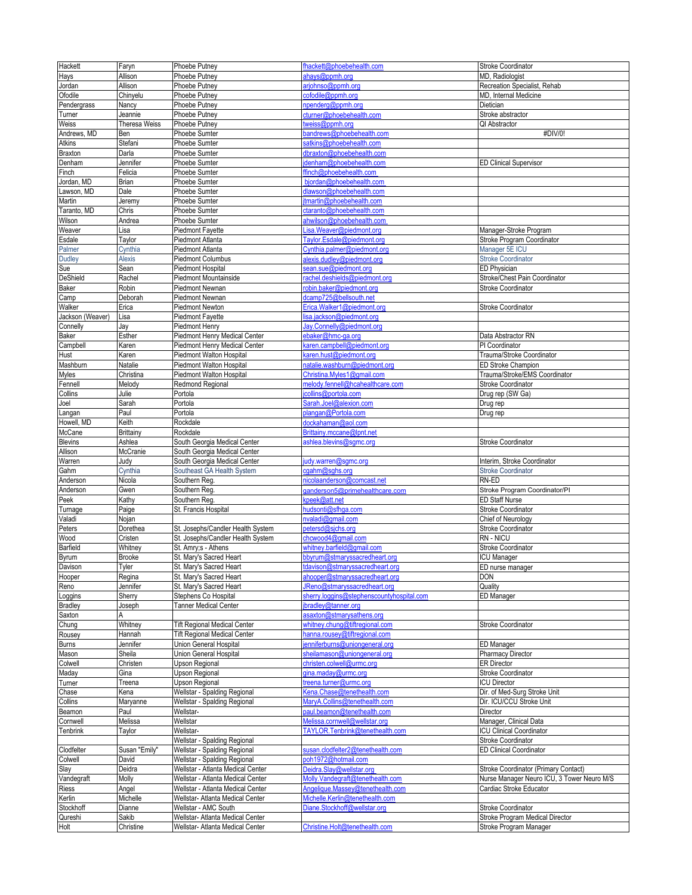| Hackett | Faryn | Phoebe Putney | fhackett@phoebehealth.com | Stroke Coordinator |
|---|---|---|---|---|
| Hays | Allison | Phoebe Putney | ahays@ppmh.org | MD, Radiologist |
| Jordan | Allison | Phoebe Putney | arjohnso@ppmh.org | Recreation Specialist, Rehab |
| Ofodile | Chinyelu | Phoebe Putney | cofodile@ppmh.org | MD, Internal Medicine |
| Pendergrass | Nancy | Phoebe Putney | npenderg@ppmh.org | Dietician |
| Turner | Jeannie | Phoebe Putney | cturner@phoebehealth.com | Stroke abstractor |
| Weiss | Theresa Weiss | Phoebe Putney | tweiss@ppmh.org | QI Abstractor |
| Andrews, MD | Ben | Phoebe Sumter | bandrews@phoebehealth.com | #DIV/0! |
| Atkins | Stefani | Phoebe Sumter | satkins@phoebehealth.com | |
| Braxton | Darla | Phoebe Sumter | dbraxton@phoebehealth.com | |
| Denham | Jennifer | Phoebe Sumter | jdenham@phoebehealth.com | ED Clinical Supervisor |
| Finch | Felicia | Phoebe Sumter | ffinch@phoebehealth.com | |
| Jordan, MD | Brian | Phoebe Sumter | bjordan@phoebehealth.com | |
| Lawson, MD | Dale | Phoebe Sumter | dlawson@phoebehealth.com | |
| Martin | Jeremy | Phoebe Sumter | jtmartin@phoebehealth.com | |
| Taranto, MD | Chris | Phoebe Sumter | ctaranto@phoebehealth.com | |
| Wilson | Andrea | Phoebe Sumter | ahwilson@phoebehealth.com | |
| Weaver | Lisa | Piedmont Fayette | Lisa.Weaver@piedmont.org | Manager-Stroke Program |
| Esdale | Taylor | Piedmont Atlanta | Taylor.Esdale@piedmont.org | Stroke Program Coordinator |
| Palmer | Cynthia | Piedmont Atlanta | Cynthia.palmer@piedmont.org | Manager 5E ICU |
| Dudley | Alexis | Piedmont Columbus | alexis.dudley@piedmont.org | Stroke Coordinator |
| Sue | Sean | Piedmont Hospital | sean.sue@piedmont.org | ED Physician |
| DeShield | Rachel | Piedmont Mountainside | rachel.deshields@piedmont.org | Stroke/Chest Pain Coordinator |
| Baker | Robin | Piedmont Newnan | robin.baker@piedmont.org | Stroke Coordinator |
| Camp | Deborah | Piedmont Newnan | dcamp725@bellsouth.net | |
| Walker | Erica | Piedmont Newton | Erica.Walker1@piedmont.org | Stroke Coordinator |
| Jackson (Weaver) | Lisa | Piedmont Fayette | lisa.jackson@piedmont.org | |
| Connelly | Jay | Piedmont Henry | Jay.Connelly@piedmont.org | |
| Baker | Esther | Piedmont Henry Medical Center | ebaker@hmc-ga.org | Data Abstractor RN |
| Campbell | Karen | Piedmont Henry Medical Center | karen.campbell@piedmont.org | PI Coordinator |
| Hust | Karen | Piedmont Walton Hospital | karen.hust@piedmont.org | Trauma/Stroke Coordinator |
| Mashburn | Natalie | Piedmont Walton Hospital | natalie.washburn@piedmont.org | ED Stroke Champion |
| Myles | Christina | Piedmont Walton Hospital | Christina.Myles1@gmail.com | Trauma/Stroke/EMS Coordinator |
| Fennell | Melody | Redmond Regional | melody.fennell@hcahealthcare.com | Stroke Coordinator |
| Collins | Julie | Portola | jcollins@portola.com | Drug rep (SW Ga) |
| Joel | Sarah | Portola | Sarah.Joel@alexion.com | Drug rep |
| Langan | Paul | Portola | plangan@Portola.com | Drug rep |
| Howell, MD | Keith | Rockdale | dockahaman@aol.com | |
| McCane | Brittainy | Rockdale | Brittainy.mccane@lpnt.net | |
| Blevins | Ashlea | South Georgia Medical Center | ashlea.blevins@sgmc.org | Stroke Coordinator |
| Allison | McCranie | South Georgia Medical Center | | |
| Warren | Judy | South Georgia Medical Center | judy.warren@sgmc.org | Interim, Stroke Coordinator |
| Gahm | Cynthia | Southeast GA Health System | cgahm@sghs.org | Stroke Coordinator |
| Anderson | Nicola | Southern Reg. | nicolaanderson@comcast.net | RN-ED |
| Anderson | Gwen | Southern Reg. | ganderson5@primehealthcare.com | Stroke Program Coordinator/PI |
| Peek | Kathy | Southern Reg. | kpeek@att.net | ED Staff Nurse |
| Turnage | Paige | St. Francis Hospital | hudsonti@sfhga.com | Stroke Coordinator |
| Valadi | Nojan | | nvaladi@gmail.com | Chief of Neurology |
| Peters | Dorethea | St. Josephs/Candler Health System | petersd@sjchs.org | Stroke Coordinator |
| Wood | Cristen | St. Josephs/Candler Health System | chcwood4@gmail.com | RN - NICU |
| Barfield | Whitney | St. Amry;s - Athens | whitney.barfield@gmail.com | Stroke Coordinator |
| Byrum | Brooke | St. Mary's Sacred Heart | bbyrum@stmaryssacredheart.org | ICU Manager |
| Davison | Tyler | St. Mary's Sacred Heart | tdavison@stmaryssacredheart.org | ED nurse manager |
| Hooper | Regina | St. Mary's Sacred Heart | ahooper@stmaryssacredheart.org | DON |
| Reno | Jennifer | St. Mary's Sacred Heart | JReno@stmaryssacredheart.org | Quality |
| Loggins | Sherry | Stephens Co Hospital | sherry.loggins@stephenscountyhospital.com | ED Manager |
| Bradley | Joseph | Tanner Medical Center | jbradley@tanner.org | |
| Saxton | A | | asaxton@stmarysathens.org | |
| Chung | Whitney | Tift Regional Medical Center | whitney.chung@tiftregional.com | Stroke Coordinator |
| Rousey | Hannah | Tift Regional Medical Center | hanna.rousey@tiftregional.com | |
| Burns | Jennifer | Union General Hospital | jenniferburns@uniongeneral.org | ED Manager |
| Mason | Sheila | Union General Hospital | sheilamason@uniongeneral.org | Pharmacy Director |
| Colwell | Christen | Upson Regional | christen.colwell@urmc.org | ER Director |
| Maday | Gina | Upson Regional | gina.maday@urmc.org | Stroke Coordinator |
| Turner | Treena | Upson Regional | treena.turner@urmc.org | ICU Director |
| Chase | Kena | Wellstar - Spalding Regional | Kena.Chase@tenethealth.com | Dir. of Med-Surg Stroke Unit |
| Collins | Maryanne | Wellstar - Spalding Regional | MaryA.Collins@tenethealth.com | Dir. ICU/CCU Stroke Unit |
| Beamon | Paul | Wellstar- | paul.beamon@tenethealth.com | Director |
| Cornwell | Melissa | Wellstar | Melissa.cornwell@wellstar.org | Manager, Clinical Data |
| Tenbrink | Taylor | Wellstar- | TAYLOR.Tenbrink@tenethealth.com | ICU Clinical Coordinator |
| | | Wellstar - Spalding Regional | | Stroke Coordinator |
| Clodfelter | Susan "Emily" | Wellstar - Spalding Regional | susan.clodfelter2@tenethealth.com | ED Clinical Coordinator |
| Colwell | David | Wellstar - Spalding Regional | poh1972@hotmail.com | |
| Slay | Deidra | Wellstar - Atlanta Medical Center | Deidra.Slay@wellstar.org | Stroke Coordinator (Primary Contact) |
| Vandegraft | Molly | Wellstar - Atlanta Medical Center | Molly.Vandegraft@tenethealth.com | Nurse Manager Neuro ICU, 3 Tower Neuro M/S |
| Riess | Angel | Wellstar - Atlanta Medical Center | Angelique.Massey@tenethealth.com | Cardiac Stroke Educator |
| Kerlin | Michelle | Wellstar- Atlanta Medical Center | Michelle.Kerlin@tenethealth.com | |
| Stockhoff | Dianne | Wellstar - AMC South | Diane.Stockhoff@wellstar.org | Stroke Coordinator |
| Qureshi | Sakib | Wellstar- Atlanta Medical Center | | Stroke Program Medical Director |
| Holt | Christine | Wellstar- Atlanta Medical Center | Christine.Holt@tenethealth.com | Stroke Program Manager |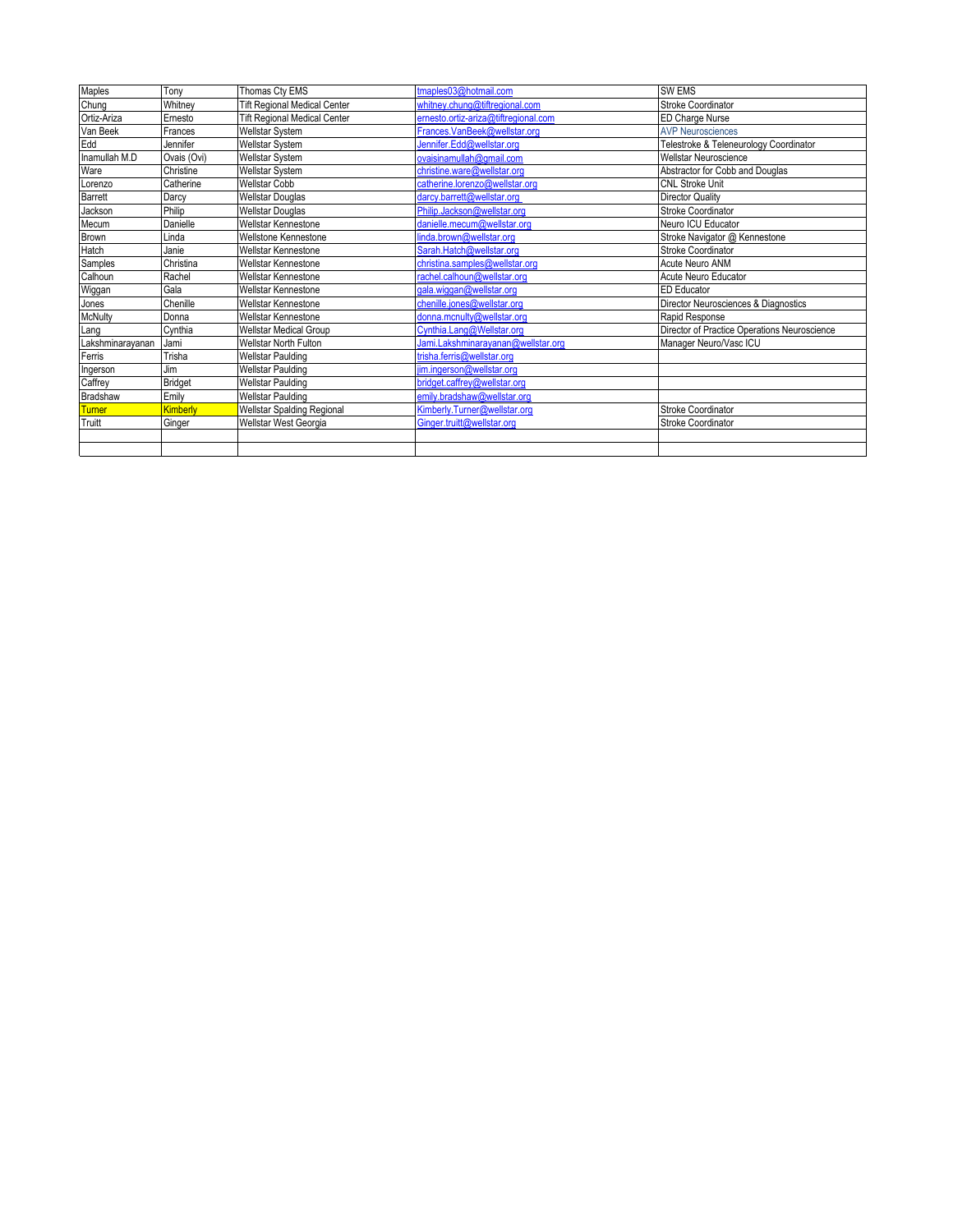| | | | | |
|---|---|---|---|---|
| Maples | Tony | Thomas Cty EMS | tmaples03@hotmail.com | SW EMS |
| Chung | Whitney | Tift Regional Medical Center | whitney.chung@tiftregional.com | Stroke Coordinator |
| Ortiz-Ariza | Ernesto | Tift Regional Medical Center | ernesto.ortiz-ariza@tiftregional.com | ED Charge Nurse |
| Van Beek | Frances | Wellstar System | Frances.VanBeek@wellstar.org | AVP Neurosciences |
| Edd | Jennifer | Wellstar System | Jennifer.Edd@wellstar.org | Telestroke & Teleneurology Coordinator |
| Inamullah M.D | Ovais (Ovi) | Wellstar System | ovaisinamullah@gmail.com | Wellstar Neuroscience |
| Ware | Christine | Wellstar System | christine.ware@wellstar.org | Abstractor for Cobb and Douglas |
| Lorenzo | Catherine | Wellstar Cobb | catherine.lorenzo@wellstar.org | CNL Stroke Unit |
| Barrett | Darcy | Wellstar Douglas | darcy.barrett@wellstar.org | Director Quality |
| Jackson | Philip | Wellstar Douglas | Philip.Jackson@wellstar.org | Stroke Coordinator |
| Mecum | Danielle | Wellstar Kennestone | danielle.mecum@wellstar.org | Neuro ICU Educator |
| Brown | Linda | Wellstone Kennestone | linda.brown@wellstar.org | Stroke Navigator @ Kennestone |
| Hatch | Janie | Wellstar Kennestone | Sarah.Hatch@wellstar.org | Stroke Coordinator |
| Samples | Christina | Wellstar Kennestone | christina.samples@wellstar.org | Acute Neuro ANM |
| Calhoun | Rachel | Wellstar Kennestone | rachel.calhoun@wellstar.org | Acute Neuro Educator |
| Wiggan | Gala | Wellstar Kennestone | gala.wiggan@wellstar.org | ED Educator |
| Jones | Chenille | Wellstar Kennestone | chenille.jones@wellstar.org | Director Neurosciences & Diagnostics |
| McNulty | Donna | Wellstar Kennestone | donna.mcnulty@wellstar.org | Rapid Response |
| Lang | Cynthia | Wellstar Medical Group | Cynthia.Lang@Wellstar.org | Director of Practice Operations Neuroscience |
| Lakshminarayanan | Jami | Wellstar North Fulton | Jami.Lakshminarayanan@wellstar.org | Manager Neuro/Vasc ICU |
| Ferris | Trisha | Wellstar Paulding | trisha.ferris@wellstar.org | |
| Ingerson | Jim | Wellstar Paulding | jim.ingerson@wellstar.org | |
| Caffrey | Bridget | Wellstar Paulding | bridget.caffrey@wellstar.org | |
| Bradshaw | Emily | Wellstar Paulding | emily.bradshaw@wellstar.org | |
| Turner | Kimberly | Wellstar Spalding Regional | Kimberly.Turner@wellstar.org | Stroke Coordinator |
| Truitt | Ginger | Wellstar West Georgia | Ginger.truitt@wellstar.org | Stroke Coordinator |
| | | | | |
| | | | | |